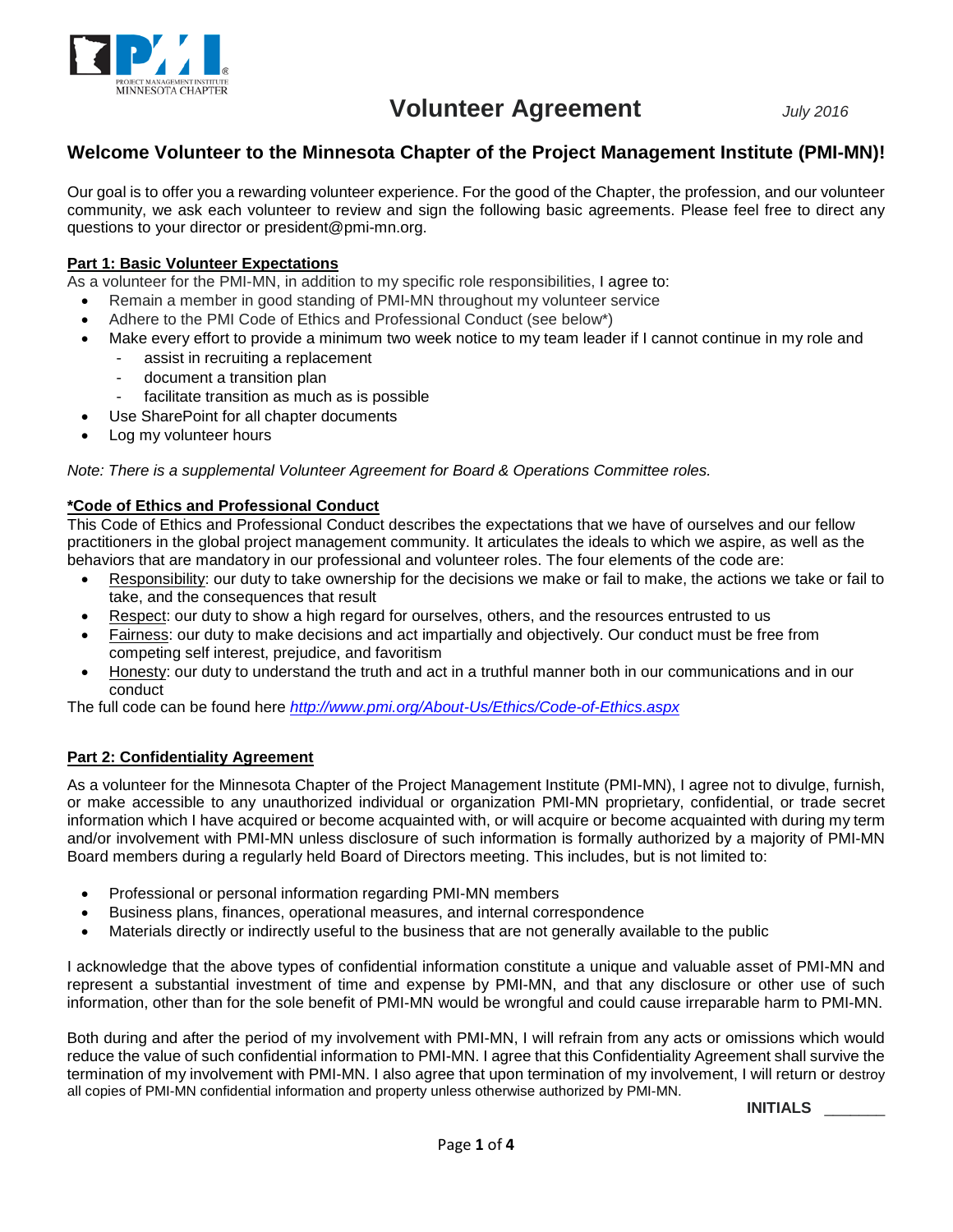# Volunteer Agreement

*July 2016*

## Welcome Volunteer to the Minnesota Chapter of the Project Management Institute (PMI-MN)!

Our goal is to offer you a rewarding volunteer experience. For the good of the Chapter, the profession, and our volunteer community, we ask each volunteer to review and sign the following basic agreements. Please feel free to direct any questions to your director or president@pmi-mn.org.

### Part 1: Basic Volunteer Expectations

As a volunteer for the PMI-MN, in addition to my specific role responsibilities, I agree to:

- Remain a member in good standing of PMI-MN throughout my volunteer service
- Adhere to the PMI Code of Ethics and Professional Conduct (see below*)
- Make every effort to provide a minimum two week notice to my team leader if I cannot continue in my role and
  - assist in recruiting a replacement
  - document a transition plan
  - facilitate transition as much as is possible
- Use SharePoint for all chapter documents
- Log my volunteer hours

*Note: There is a supplemental Volunteer Agreement for Board & Operations Committee roles.*

### *Code of Ethics and Professional Conduct

This Code of Ethics and Professional Conduct describes the expectations that we have of ourselves and our fellow practitioners in the global project management community. It articulates the ideals to which we aspire, as well as the behaviors that are mandatory in our professional and volunteer roles. The four elements of the code are:

- Responsibility: our duty to take ownership for the decisions we make or fail to make, the actions we take or fail to take, and the consequences that result
- Respect: our duty to show a high regard for ourselves, others, and the resources entrusted to us
- Fairness: our duty to make decisions and act impartially and objectively. Our conduct must be free from competing self interest, prejudice, and favoritism
- Honesty: our duty to understand the truth and act in a truthful manner both in our communications and in our conduct

The full code can be found here *http://www.pmi.org/About-Us/Ethics/Code-of-Ethics.aspx*

### Part 2: Confidentiality Agreement

As a volunteer for the Minnesota Chapter of the Project Management Institute (PMI-MN), I agree not to divulge, furnish, or make accessible to any unauthorized individual or organization PMI-MN proprietary, confidential, or trade secret information which I have acquired or become acquainted with, or will acquire or become acquainted with during my term and/or involvement with PMI-MN unless disclosure of such information is formally authorized by a majority of PMI-MN Board members during a regularly held Board of Directors meeting. This includes, but is not limited to:

- Professional or personal information regarding PMI-MN members
- Business plans, finances, operational measures, and internal correspondence
- Materials directly or indirectly useful to the business that are not generally available to the public

I acknowledge that the above types of confidential information constitute a unique and valuable asset of PMI-MN and represent a substantial investment of time and expense by PMI-MN, and that any disclosure or other use of such information, other than for the sole benefit of PMI-MN would be wrongful and could cause irreparable harm to PMI-MN.

Both during and after the period of my involvement with PMI-MN, I will refrain from any acts or omissions which would reduce the value of such confidential information to PMI-MN. I agree that this Confidentiality Agreement shall survive the termination of my involvement with PMI-MN. I also agree that upon termination of my involvement, I will return or destroy all copies of PMI-MN confidential information and property unless otherwise authorized by PMI-MN.

**INITIALS** _______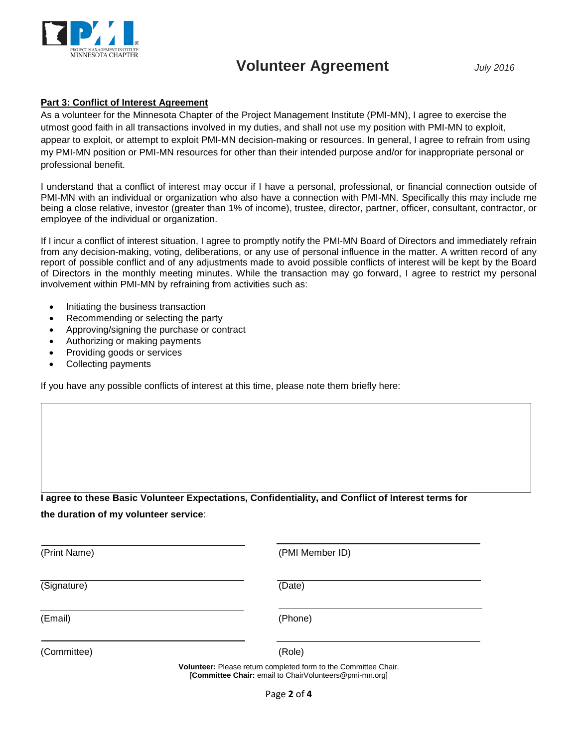# Volunteer Agreement

*July 2016*

**Part 3: Conflict of Interest Agreement**

As a volunteer for the Minnesota Chapter of the Project Management Institute (PMI-MN), I agree to exercise the utmost good faith in all transactions involved in my duties, and shall not use my position with PMI-MN to exploit, appear to exploit, or attempt to exploit PMI-MN decision-making or resources. In general, I agree to refrain from using my PMI-MN position or PMI-MN resources for other than their intended purpose and/or for inappropriate personal or professional benefit.

I understand that a conflict of interest may occur if I have a personal, professional, or financial connection outside of PMI-MN with an individual or organization who also have a connection with PMI-MN. Specifically this may include me being a close relative, investor (greater than 1% of income), trustee, director, partner, officer, consultant, contractor, or employee of the individual or organization.

If I incur a conflict of interest situation, I agree to promptly notify the PMI-MN Board of Directors and immediately refrain from any decision-making, voting, deliberations, or any use of personal influence in the matter. A written record of any report of possible conflict and of any adjustments made to avoid possible conflicts of interest will be kept by the Board of Directors in the monthly meeting minutes. While the transaction may go forward, I agree to restrict my personal involvement within PMI-MN by refraining from activities such as:

- Initiating the business transaction
- Recommending or selecting the party
- Approving/signing the purchase or contract
- Authorizing or making payments
- Providing goods or services
- Collecting payments

If you have any possible conflicts of interest at this time, please note them briefly here:

| |
|---|
| |

**I agree to these Basic Volunteer Expectations, Confidentiality, and Conflict of Interest terms for the duration of my volunteer service**:

| | |
|---|---|
| (Print Name) | (PMI Member ID) |
| (Signature) | (Date) |
| (Email) | (Phone) |
| (Committee) | (Role) |

**Volunteer:** Please return completed form to the Committee Chair.
[**Committee Chair:** email to ChairVolunteers@pmi-mn.org]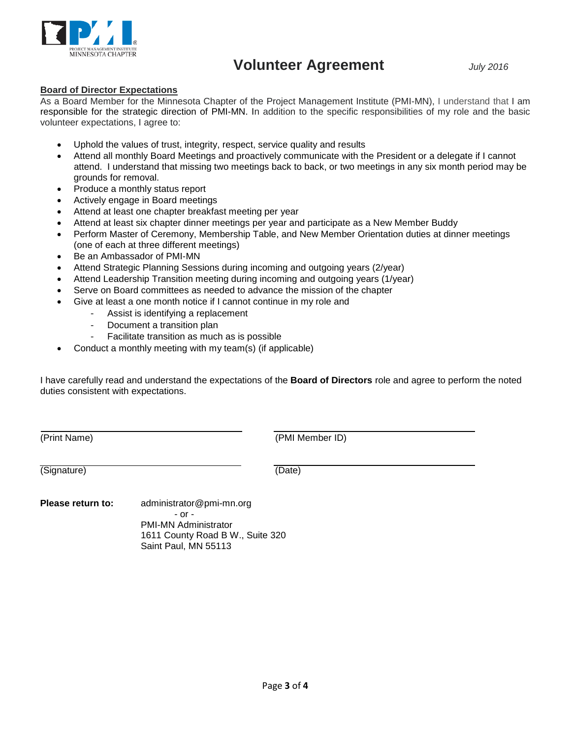# Volunteer Agreement

*July 2016*

**Board of Director Expectations**

As a Board Member for the Minnesota Chapter of the Project Management Institute (PMI-MN), I understand that I am responsible for the strategic direction of PMI-MN. In addition to the specific responsibilities of my role and the basic volunteer expectations, I agree to:

- Uphold the values of trust, integrity, respect, service quality and results
- Attend all monthly Board Meetings and proactively communicate with the President or a delegate if I cannot attend. I understand that missing two meetings back to back, or two meetings in any six month period may be grounds for removal.
- Produce a monthly status report
- Actively engage in Board meetings
- Attend at least one chapter breakfast meeting per year
- Attend at least six chapter dinner meetings per year and participate as a New Member Buddy
- Perform Master of Ceremony, Membership Table, and New Member Orientation duties at dinner meetings (one of each at three different meetings)
- Be an Ambassador of PMI-MN
- Attend Strategic Planning Sessions during incoming and outgoing years (2/year)
- Attend Leadership Transition meeting during incoming and outgoing years (1/year)
- Serve on Board committees as needed to advance the mission of the chapter
- Give at least a one month notice if I cannot continue in my role and
  - Assist is identifying a replacement
  - Document a transition plan
  - Facilitate transition as much as is possible
- Conduct a monthly meeting with my team(s) (if applicable)

I have carefully read and understand the expectations of the **Board of Directors** role and agree to perform the noted duties consistent with expectations.

| | |
|---|---|
| (Print Name) | (PMI Member ID) |
| (Signature) | (Date) |

**Please return to:** administrator@pmi-mn.org
- or -
PMI-MN Administrator
1611 County Road B W., Suite 320
Saint Paul, MN 55113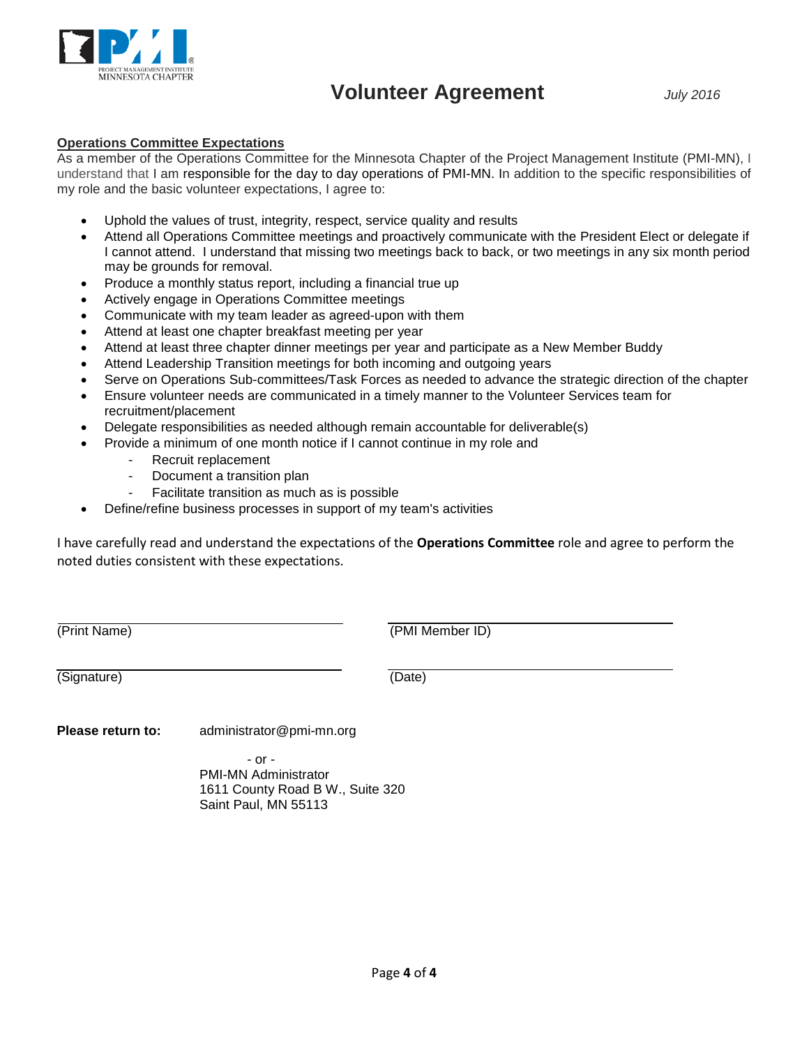# Volunteer Agreement

*July 2016*

**Operations Committee Expectations**

As a member of the Operations Committee for the Minnesota Chapter of the Project Management Institute (PMI-MN), I understand that I am responsible for the day to day operations of PMI-MN. In addition to the specific responsibilities of my role and the basic volunteer expectations, I agree to:

- Uphold the values of trust, integrity, respect, service quality and results
- Attend all Operations Committee meetings and proactively communicate with the President Elect or delegate if I cannot attend. I understand that missing two meetings back to back, or two meetings in any six month period may be grounds for removal.
- Produce a monthly status report, including a financial true up
- Actively engage in Operations Committee meetings
- Communicate with my team leader as agreed-upon with them
- Attend at least one chapter breakfast meeting per year
- Attend at least three chapter dinner meetings per year and participate as a New Member Buddy
- Attend Leadership Transition meetings for both incoming and outgoing years
- Serve on Operations Sub-committees/Task Forces as needed to advance the strategic direction of the chapter
- Ensure volunteer needs are communicated in a timely manner to the Volunteer Services team for recruitment/placement
- Delegate responsibilities as needed although remain accountable for deliverable(s)
- Provide a minimum of one month notice if I cannot continue in my role and
  - Recruit replacement
  - Document a transition plan
  - Facilitate transition as much as is possible
- Define/refine business processes in support of my team's activities

I have carefully read and understand the expectations of the **Operations Committee** role and agree to perform the noted duties consistent with these expectations.

______________________________ (Print Name)

______________________________ (PMI Member ID)

______________________________ (Signature)

______________________________ (Date)

**Please return to:** administrator@pmi-mn.org

- or -

PMI-MN Administrator
1611 County Road B W., Suite 320
Saint Paul, MN 55113